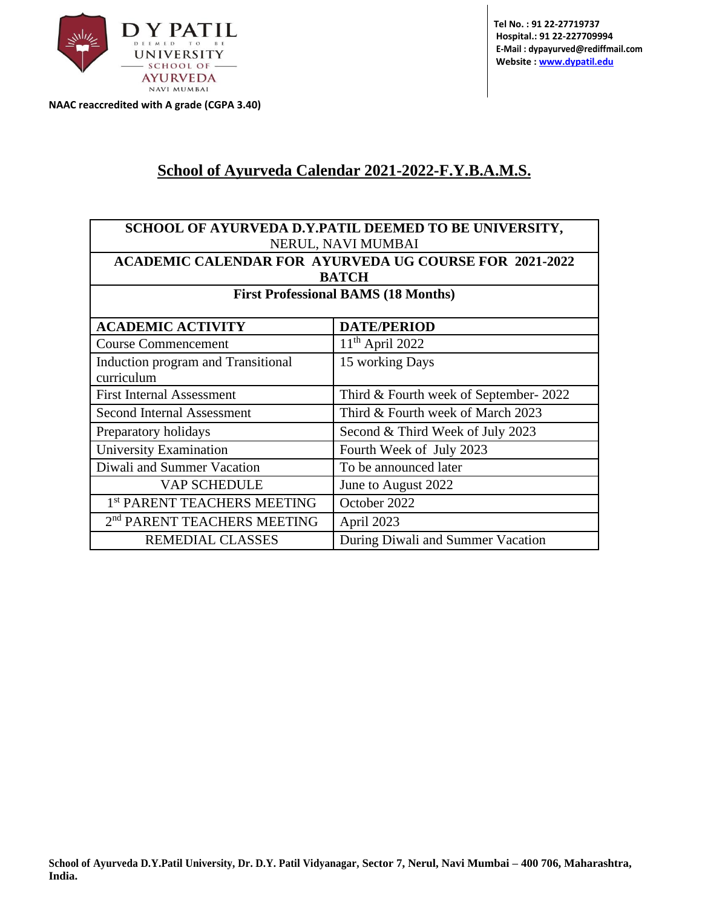D Y PATIL DEEMED TO BE UNIVERSITY — SCHOOL OF AYURVEDA, NAVI MUMBAI

NAAC reaccredited with A grade (CGPA 3.40)

**Tel No. : 91 22-27719737**
**Hospital.: 91 22-227709994**
**E-Mail : dypayurved@rediffmail.com**
**Website : www.dypatil.edu**

# School of Ayurveda Calendar 2021-2022-F.Y.B.A.M.S.

**SCHOOL OF AYURVEDA D.Y.PATIL DEEMED TO BE UNIVERSITY,**
NERUL, NAVI MUMBAI

**ACADEMIC CALENDAR FOR AYURVEDA UG COURSE FOR 2021-2022 BATCH**

**First Professional BAMS (18 Months)**

| ACADEMIC ACTIVITY | DATE/PERIOD |
|---|---|
| Course Commencement | 11th April 2022 |
| Induction program and Transitional curriculum | 15 working Days |
| First Internal Assessment | Third & Fourth week of September- 2022 |
| Second Internal Assessment | Third & Fourth week of March 2023 |
| Preparatory holidays | Second & Third Week of July 2023 |
| University Examination | Fourth Week of July 2023 |
| Diwali and Summer Vacation | To be announced later |
| VAP SCHEDULE | June to August 2022 |
| 1st PARENT TEACHERS MEETING | October 2022 |
| 2nd PARENT TEACHERS MEETING | April 2023 |
| REMEDIAL CLASSES | During Diwali and Summer Vacation |

**School of Ayurveda D.Y.Patil University, Dr. D.Y. Patil Vidyanagar, Sector 7, Nerul, Navi Mumbai – 400 706, Maharashtra, India.**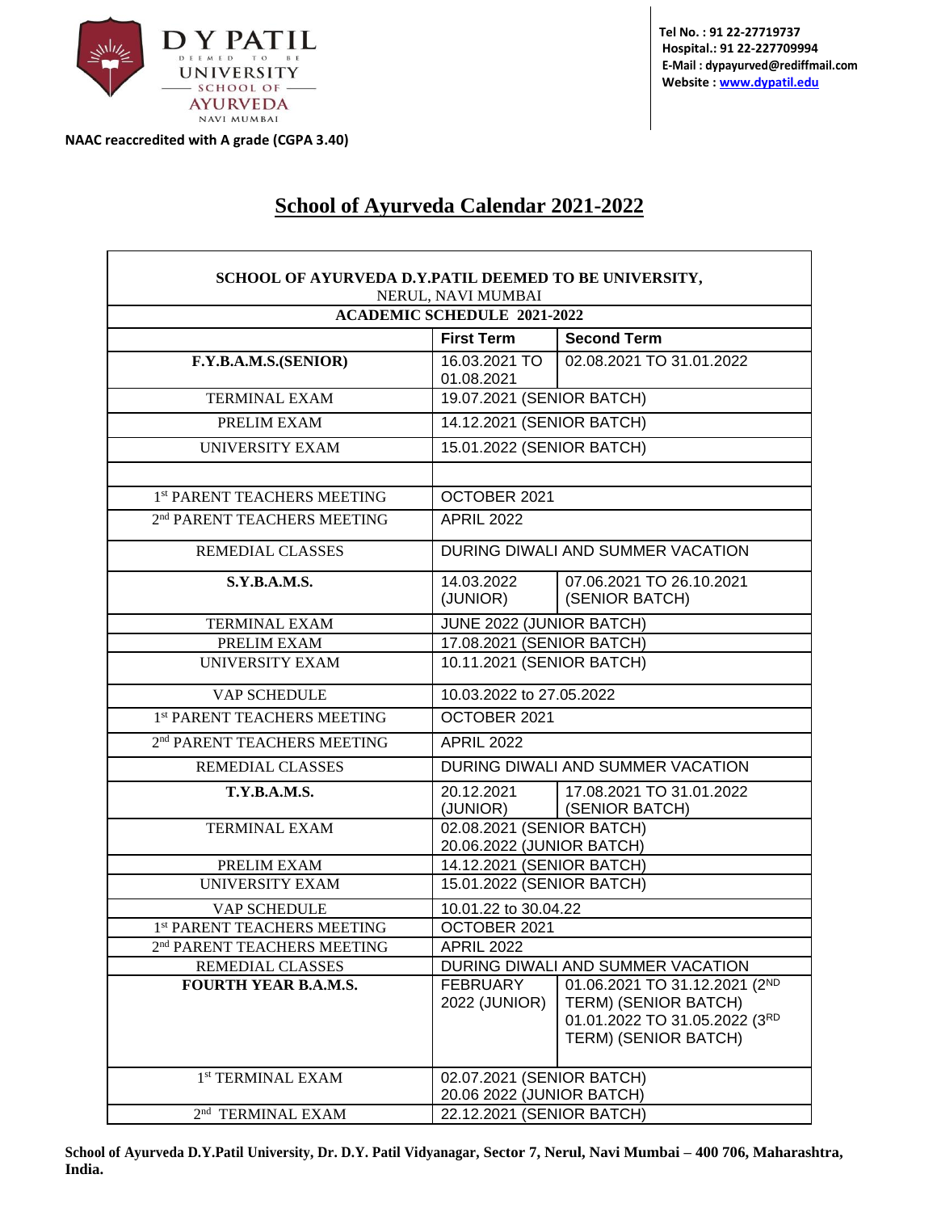D Y PATIL DEEMED TO BE UNIVERSITY
SCHOOL OF AYURVEDA
NAVI MUMBAI

**NAAC reaccredited with A grade (CGPA 3.40)**

**Tel No. : 91 22-27719737**
**Hospital.: 91 22-227709994**
**E-Mail : dypayurved@rediffmail.com**
**Website : www.dypatil.edu**

# School of Ayurveda Calendar 2021-2022

| SCHOOL OF AYURVEDA D.Y.PATIL DEEMED TO BE UNIVERSITY, NERUL, NAVI MUMBAI | | |
|---|---|---|
| **ACADEMIC SCHEDULE 2021-2022** | | |
| | **First Term** | **Second Term** |
| **F.Y.B.A.M.S.(SENIOR)** | 16.03.2021 TO 01.08.2021 | 02.08.2021 TO 31.01.2022 |
| TERMINAL EXAM | 19.07.2021 (SENIOR BATCH) | |
| PRELIM EXAM | 14.12.2021 (SENIOR BATCH) | |
| UNIVERSITY EXAM | 15.01.2022 (SENIOR BATCH) | |
| | | |
| 1st PARENT TEACHERS MEETING | OCTOBER 2021 | |
| 2nd PARENT TEACHERS MEETING | APRIL 2022 | |
| REMEDIAL CLASSES | DURING DIWALI AND SUMMER VACATION | |
| **S.Y.B.A.M.S.** | 14.03.2022 (JUNIOR) | 07.06.2021 TO 26.10.2021 (SENIOR BATCH) |
| TERMINAL EXAM | JUNE 2022 (JUNIOR BATCH) | |
| PRELIM EXAM | 17.08.2021 (SENIOR BATCH) | |
| UNIVERSITY EXAM | 10.11.2021 (SENIOR BATCH) | |
| VAP SCHEDULE | 10.03.2022 to 27.05.2022 | |
| 1st PARENT TEACHERS MEETING | OCTOBER 2021 | |
| 2nd PARENT TEACHERS MEETING | APRIL 2022 | |
| REMEDIAL CLASSES | DURING DIWALI AND SUMMER VACATION | |
| **T.Y.B.A.M.S.** | 20.12.2021 (JUNIOR) | 17.08.2021 TO 31.01.2022 (SENIOR BATCH) |
| TERMINAL EXAM | 02.08.2021 (SENIOR BATCH) 20.06.2022 (JUNIOR BATCH) | |
| PRELIM EXAM | 14.12.2021 (SENIOR BATCH) | |
| UNIVERSITY EXAM | 15.01.2022 (SENIOR BATCH) | |
| VAP SCHEDULE | 10.01.22 to 30.04.22 | |
| 1st PARENT TEACHERS MEETING | OCTOBER 2021 | |
| 2nd PARENT TEACHERS MEETING | APRIL 2022 | |
| REMEDIAL CLASSES | DURING DIWALI AND SUMMER VACATION | |
| **FOURTH YEAR B.A.M.S.** | FEBRUARY 2022 (JUNIOR) | 01.06.2021 TO 31.12.2021 (2ND TERM) (SENIOR BATCH) 01.01.2022 TO 31.05.2022 (3RD TERM) (SENIOR BATCH) |
| 1st TERMINAL EXAM | 02.07.2021 (SENIOR BATCH) 20.06 2022 (JUNIOR BATCH) | |
| 2nd TERMINAL EXAM | 22.12.2021 (SENIOR BATCH) | |

**School of Ayurveda D.Y.Patil University, Dr. D.Y. Patil Vidyanagar, Sector 7, Nerul, Navi Mumbai – 400 706, Maharashtra, India.**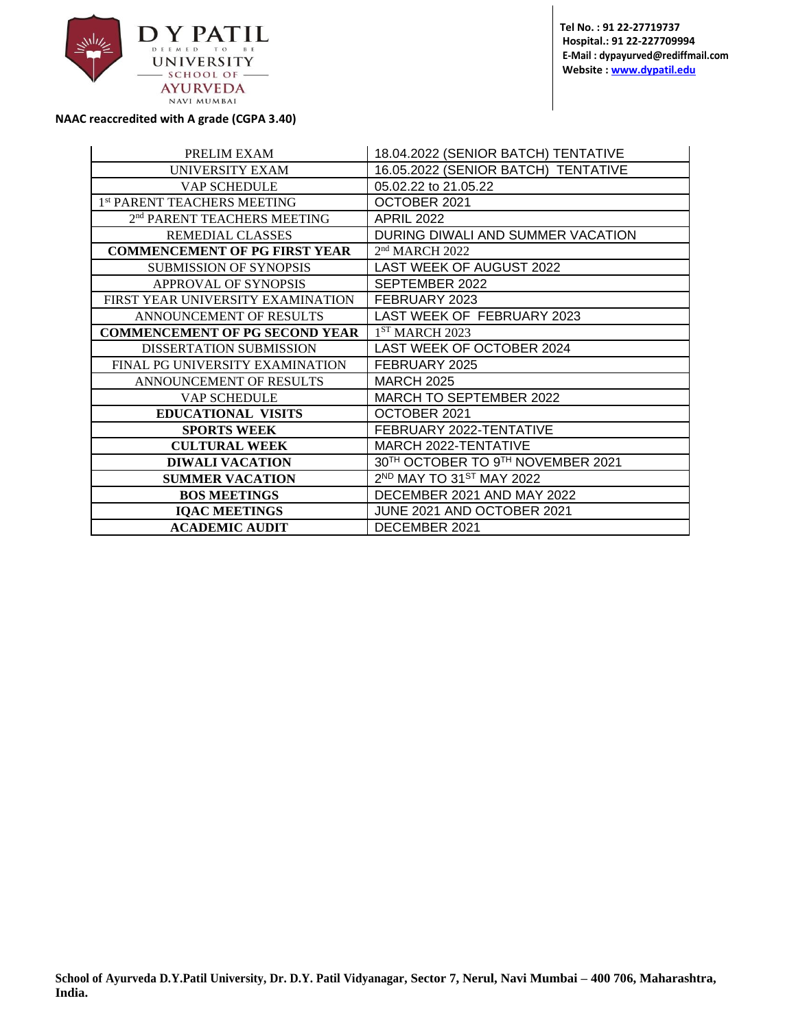DY PATIL DEEMED TO BE UNIVERSITY SCHOOL OF AYURVEDA NAVI MUMBAI

**Tel No. : 91 22-27719737**
**Hospital.: 91 22-227709994**
**E-Mail : dypayurved@rediffmail.com**
**Website : www.dypatil.edu**

**NAAC reaccredited with A grade (CGPA 3.40)**

| | |
|---|---|
| PRELIM EXAM | 18.04.2022 (SENIOR BATCH) TENTATIVE |
| UNIVERSITY EXAM | 16.05.2022 (SENIOR BATCH) TENTATIVE |
| VAP SCHEDULE | 05.02.22 to 21.05.22 |
| 1st PARENT TEACHERS MEETING | OCTOBER 2021 |
| 2nd PARENT TEACHERS MEETING | APRIL 2022 |
| REMEDIAL CLASSES | DURING DIWALI AND SUMMER VACATION |
| **COMMENCEMENT OF PG FIRST YEAR** | 2nd MARCH 2022 |
| SUBMISSION OF SYNOPSIS | LAST WEEK OF AUGUST 2022 |
| APPROVAL OF SYNOPSIS | SEPTEMBER 2022 |
| FIRST YEAR UNIVERSITY EXAMINATION | FEBRUARY 2023 |
| ANNOUNCEMENT OF RESULTS | LAST WEEK OF FEBRUARY 2023 |
| **COMMENCEMENT OF PG SECOND YEAR** | 1ST MARCH 2023 |
| DISSERTATION SUBMISSION | LAST WEEK OF OCTOBER 2024 |
| FINAL PG UNIVERSITY EXAMINATION | FEBRUARY 2025 |
| ANNOUNCEMENT OF RESULTS | MARCH 2025 |
| VAP SCHEDULE | MARCH TO SEPTEMBER 2022 |
| **EDUCATIONAL VISITS** | OCTOBER 2021 |
| **SPORTS WEEK** | FEBRUARY 2022-TENTATIVE |
| **CULTURAL WEEK** | MARCH 2022-TENTATIVE |
| **DIWALI VACATION** | 30TH OCTOBER TO 9TH NOVEMBER 2021 |
| **SUMMER VACATION** | 2ND MAY TO 31ST MAY 2022 |
| **BOS MEETINGS** | DECEMBER 2021 AND MAY 2022 |
| **IQAC MEETINGS** | JUNE 2021 AND OCTOBER 2021 |
| **ACADEMIC AUDIT** | DECEMBER 2021 |

**School of Ayurveda D.Y.Patil University, Dr. D.Y. Patil Vidyanagar, Sector 7, Nerul, Navi Mumbai – 400 706, Maharashtra, India.**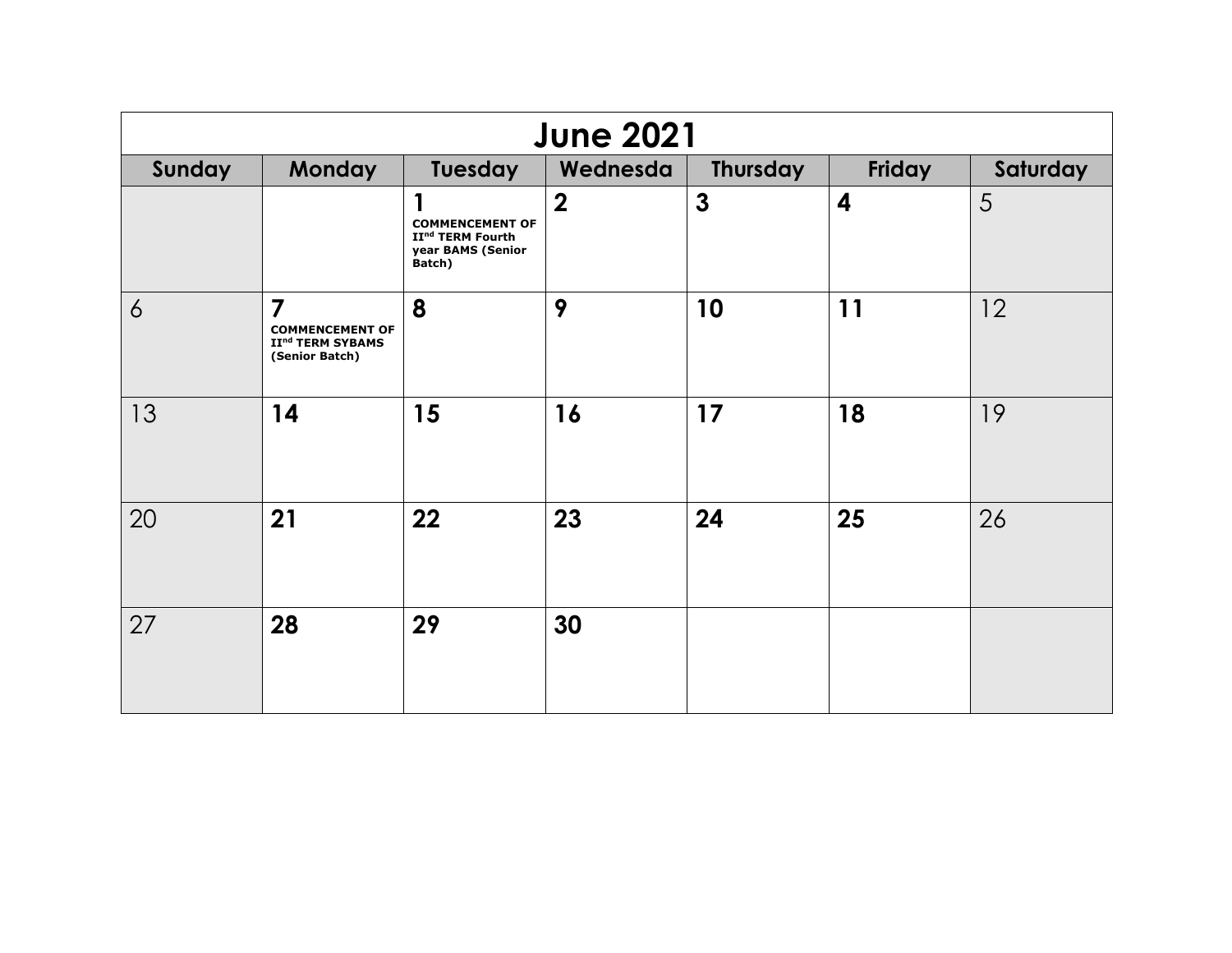| June 2021 | | | | | | |
|---|---|---|---|---|---|---|
| Sunday | Monday | Tuesday | Wednesda | Thursday | Friday | Saturday |
| | | **1** COMMENCEMENT OF II$^{nd}$ TERM Fourth year BAMS (Senior Batch) | **2** | **3** | **4** | 5 |
| 6 | **7** COMMENCEMENT OF II$^{nd}$ TERM SYBAMS (Senior Batch) | **8** | **9** | **10** | **11** | 12 |
| 13 | **14** | **15** | **16** | **17** | **18** | 19 |
| 20 | **21** | **22** | **23** | **24** | **25** | 26 |
| 27 | **28** | **29** | **30** | | | |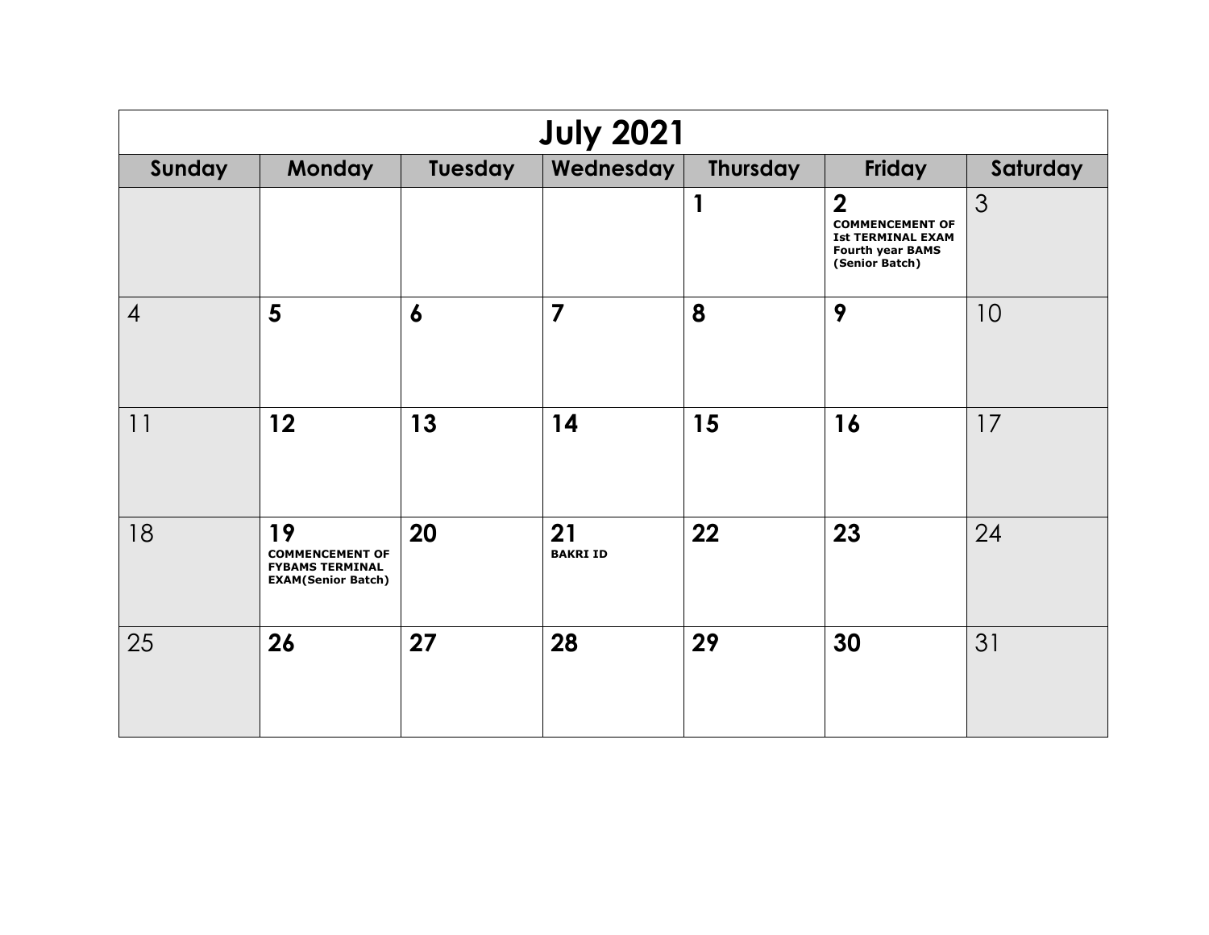# July 2021

| Sunday | Monday | Tuesday | Wednesday | Thursday | Friday | Saturday |
|---|---|---|---|---|---|---|
| | | | | **1** | **2** **COMMENCEMENT OF Ist TERMINAL EXAM Fourth year BAMS (Senior Batch)** | 3 |
| 4 | **5** | **6** | **7** | **8** | **9** | 10 |
| 11 | **12** | **13** | **14** | **15** | **16** | 17 |
| 18 | **19** **COMMENCEMENT OF FYBAMS TERMINAL EXAM(Senior Batch)** | **20** | **21** **BAKRI ID** | **22** | **23** | 24 |
| 25 | **26** | **27** | **28** | **29** | **30** | 31 |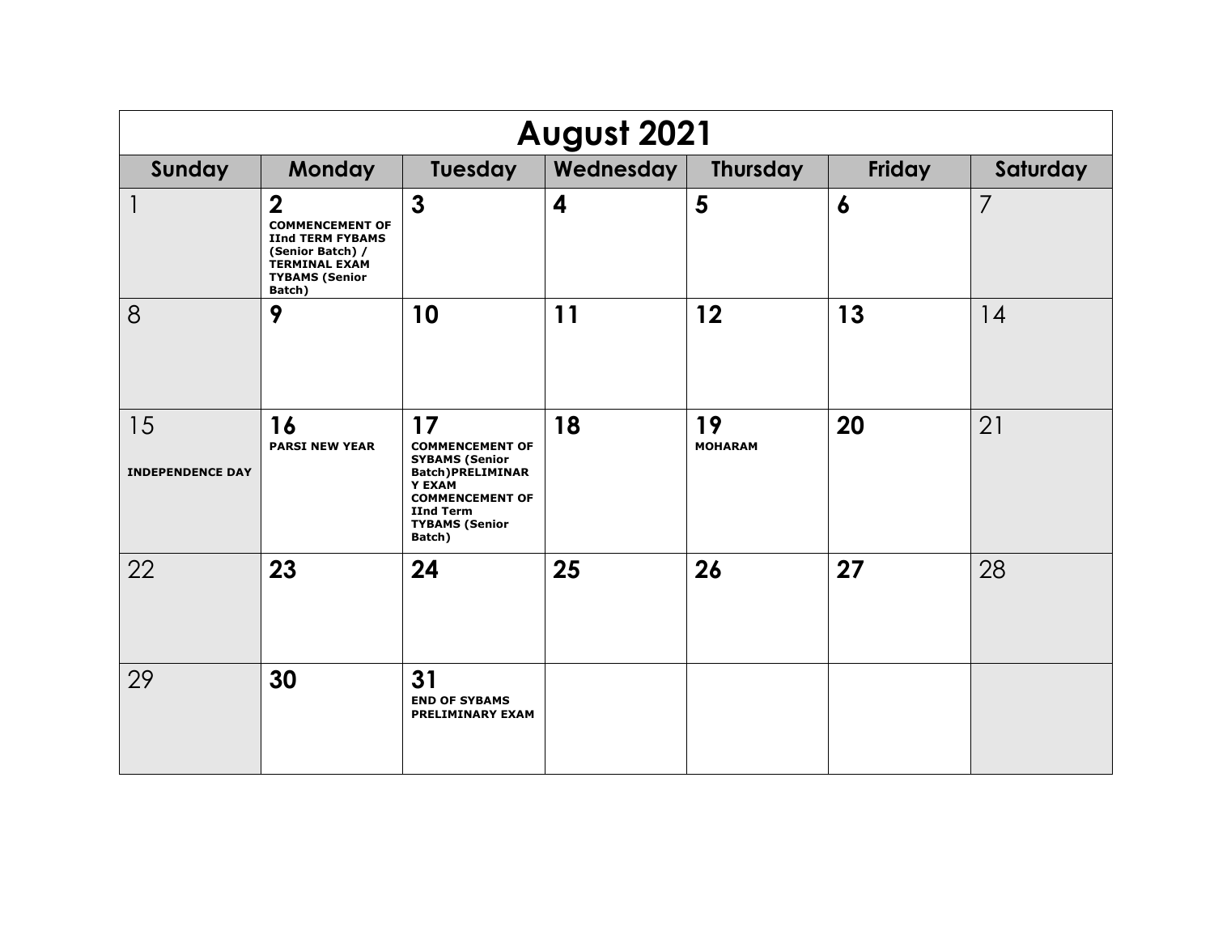# August 2021

| Sunday | Monday | Tuesday | Wednesday | Thursday | Friday | Saturday |
|---|---|---|---|---|---|---|
| 1 | **2** COMMENCEMENT OF IInd TERM FYBAMS (Senior Batch) / TERMINAL EXAM TYBAMS (Senior Batch) | **3** | **4** | **5** | **6** | 7 |
| 8 | **9** | **10** | **11** | **12** | **13** | 14 |
| 15 INDEPENDENCE DAY | **16** PARSI NEW YEAR | **17** COMMENCEMENT OF SYBAMS (Senior Batch)PRELIMINARY EXAM COMMENCEMENT OF IInd Term TYBAMS (Senior Batch) | **18** | **19** MOHARAM | **20** | 21 |
| 22 | **23** | **24** | **25** | **26** | **27** | 28 |
| 29 | **30** | **31** END OF SYBAMS PRELIMINARY EXAM | | | | |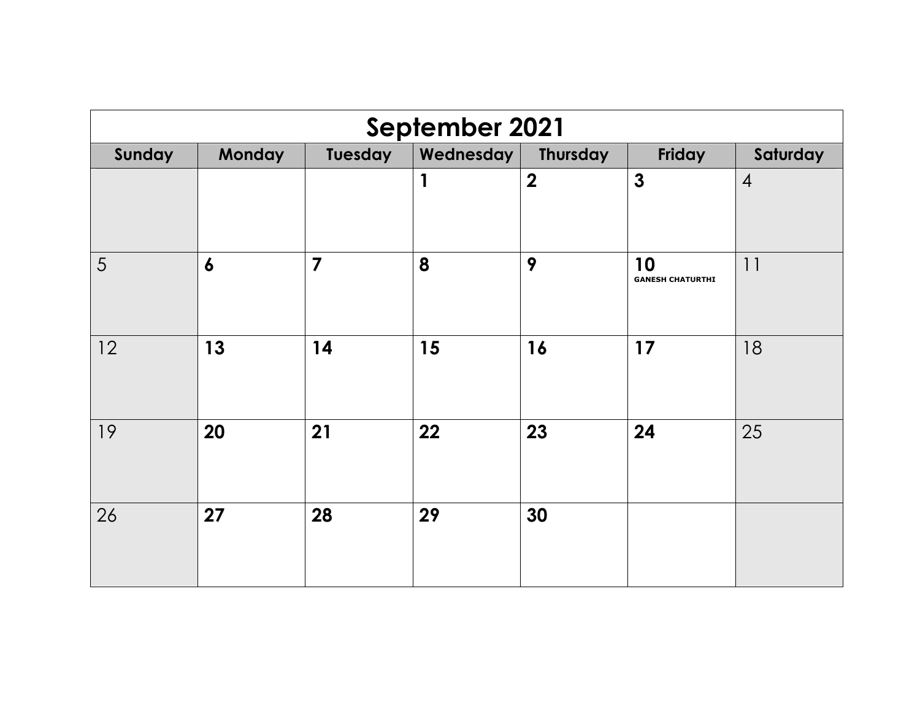| September 2021 | | | | | | |
|---|---|---|---|---|---|---|
| **Sunday** | **Monday** | **Tuesday** | **Wednesday** | **Thursday** | **Friday** | **Saturday** |
| | | | **1** | **2** | **3** | 4 |
| 5 | **6** | **7** | **8** | **9** | **10** GANESH CHATURTHI | 11 |
| 12 | **13** | **14** | **15** | **16** | **17** | 18 |
| 19 | **20** | **21** | **22** | **23** | **24** | 25 |
| 26 | **27** | **28** | **29** | **30** | | |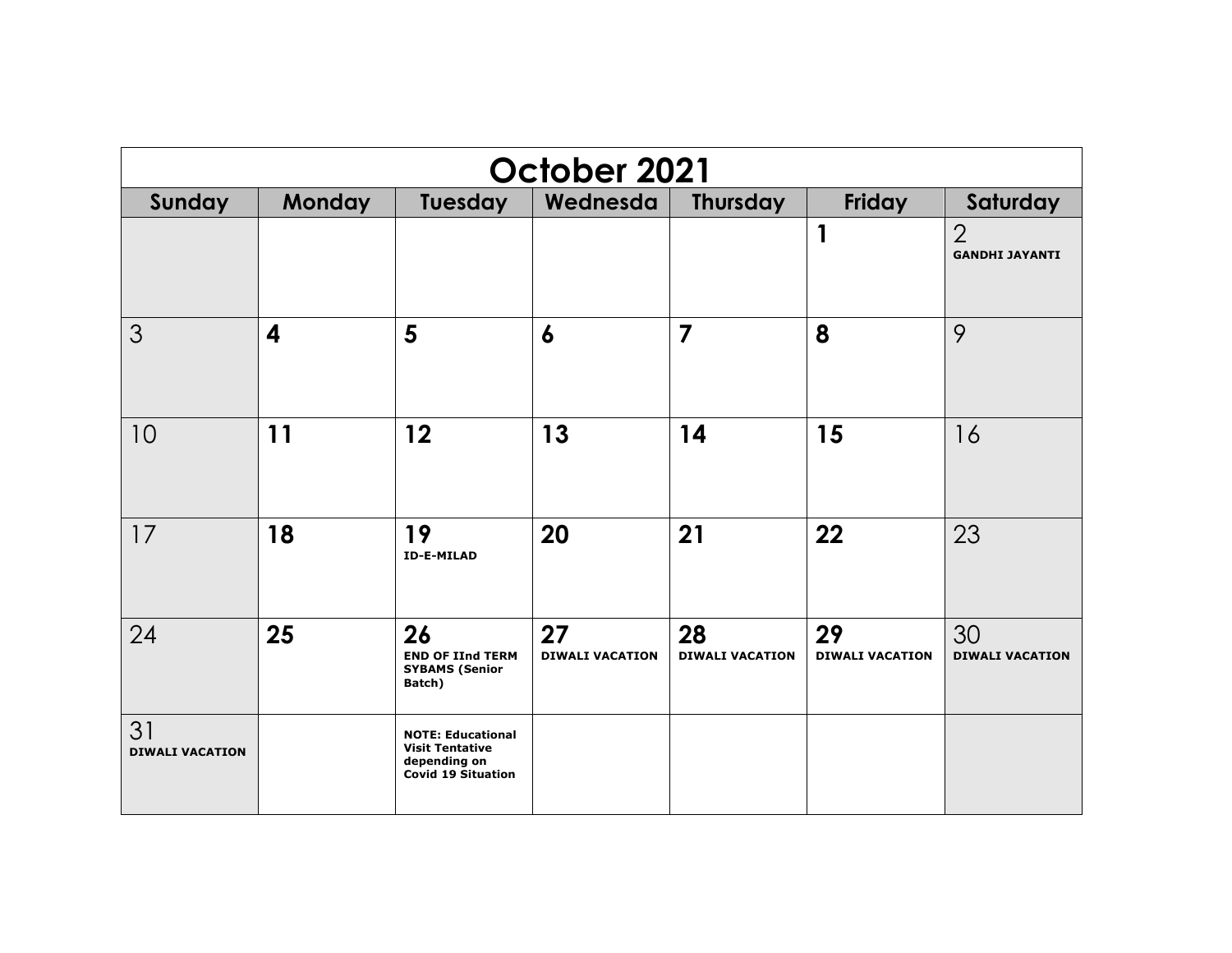# October 2021

| Sunday | Monday | Tuesday | Wednesda | Thursday | Friday | Saturday |
|---|---|---|---|---|---|---|
| | | | | | **1** | 2 **GANDHI JAYANTI** |
| 3 | **4** | **5** | **6** | **7** | **8** | 9 |
| 10 | **11** | **12** | **13** | **14** | **15** | 16 |
| 17 | **18** | **19** **ID-E-MILAD** | **20** | **21** | **22** | 23 |
| 24 | **25** | **26** **END OF IInd TERM SYBAMS (Senior Batch)** | **27** **DIWALI VACATION** | **28** **DIWALI VACATION** | **29** **DIWALI VACATION** | 30 **DIWALI VACATION** |
| 31 **DIWALI VACATION** | | **NOTE: Educational Visit Tentative depending on Covid 19 Situation** | | | | |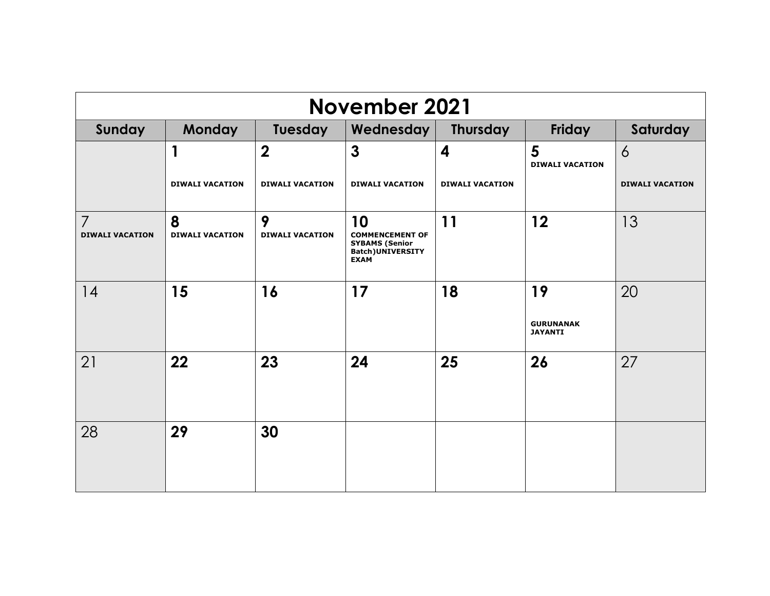# November 2021

| Sunday | Monday | Tuesday | Wednesday | Thursday | Friday | Saturday |
|---|---|---|---|---|---|---|
| | **1** **DIWALI VACATION** | **2** **DIWALI VACATION** | **3** **DIWALI VACATION** | **4** **DIWALI VACATION** | **5** **DIWALI VACATION** | 6 **DIWALI VACATION** |
| 7 **DIWALI VACATION** | **8** **DIWALI VACATION** | **9** **DIWALI VACATION** | **10** **COMMENCEMENT OF SYBAMS (Senior Batch)UNIVERSITY EXAM** | **11** | **12** | 13 |
| 14 | **15** | **16** | **17** | **18** | **19** **GURUNANAK JAYANTI** | 20 |
| 21 | **22** | **23** | **24** | **25** | **26** | 27 |
| 28 | **29** | **30** | | | | |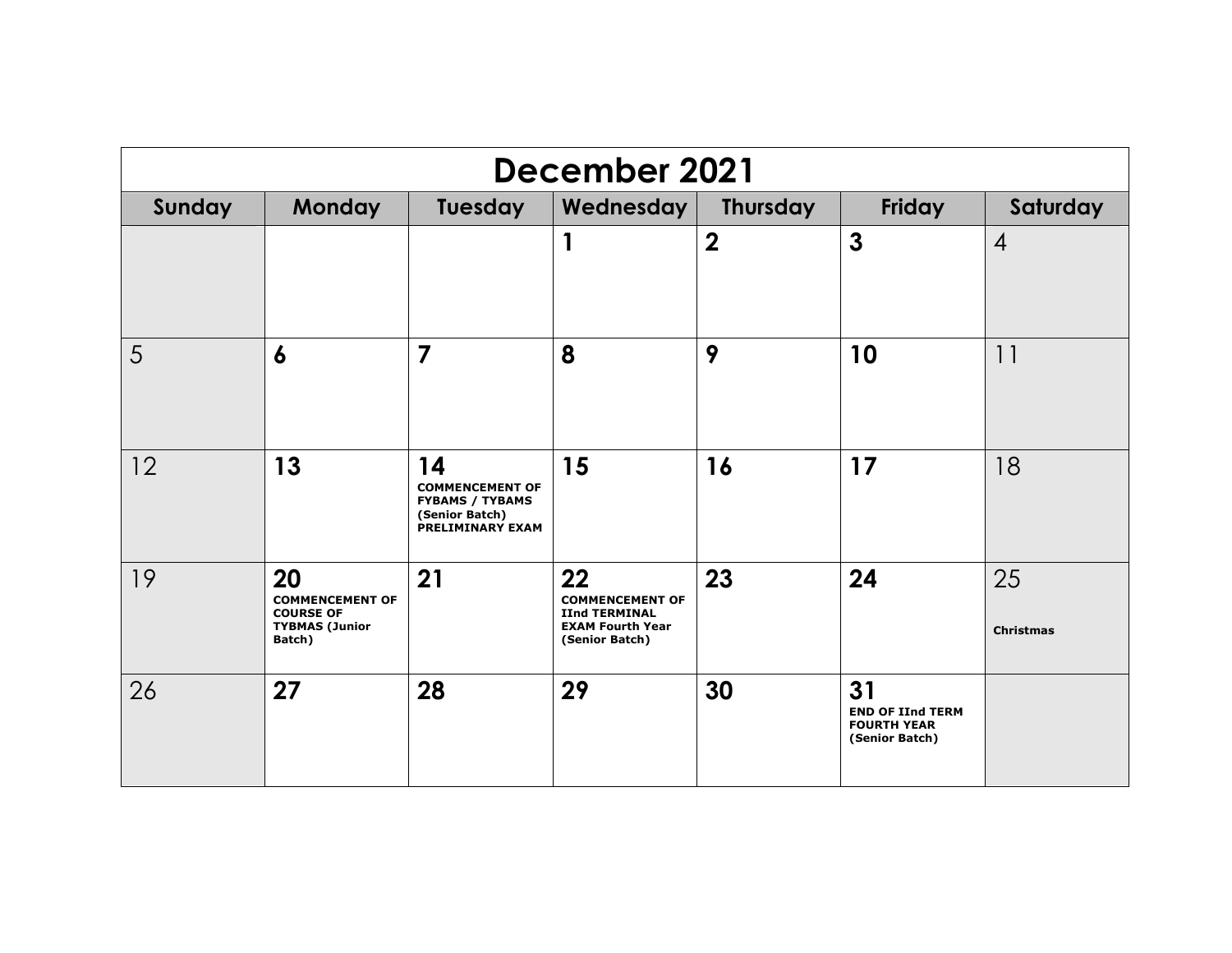# December 2021

| Sunday | Monday | Tuesday | Wednesday | Thursday | Friday | Saturday |
|---|---|---|---|---|---|---|
| | | | 1 | 2 | 3 | 4 |
| 5 | 6 | 7 | 8 | 9 | 10 | 11 |
| 12 | 13 | 14 **COMMENCEMENT OF FYBAMS / TYBAMS (Senior Batch) PRELIMINARY EXAM** | 15 | 16 | 17 | 18 |
| 19 | 20 **COMMENCEMENT OF COURSE OF TYBMAS (Junior Batch)** | 21 | 22 **COMMENCEMENT OF IInd TERMINAL EXAM Fourth Year (Senior Batch)** | 23 | 24 | 25 **Christmas** |
| 26 | 27 | 28 | 29 | 30 | 31 **END OF IInd TERM FOURTH YEAR (Senior Batch)** | |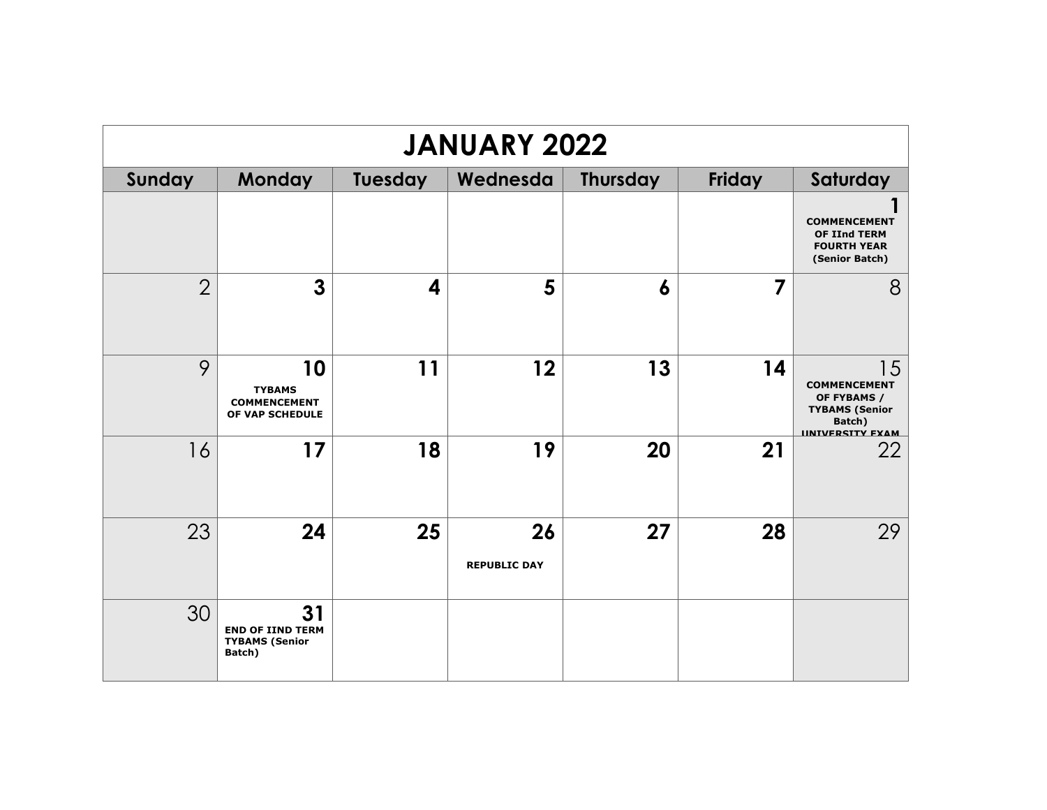# JANUARY 2022

| Sunday | Monday | Tuesday | Wednesda | Thursday | Friday | Saturday |
|---|---|---|---|---|---|---|
| | | | | | | **1** **COMMENCEMENT OF IInd TERM FOURTH YEAR (Senior Batch)** |
| 2 | **3** | **4** | **5** | **6** | **7** | 8 |
| 9 | **10** **TYBAMS COMMENCEMENT OF VAP SCHEDULE** | **11** | **12** | **13** | **14** | 15 **COMMENCEMENT OF FYBAMS / TYBAMS (Senior Batch) UNIVERSITY EXAM** |
| 16 | **17** | **18** | **19** | **20** | **21** | 22 |
| 23 | **24** | **25** | **26** **REPUBLIC DAY** | **27** | **28** | 29 |
| 30 | **31** **END OF IIND TERM TYBAMS (Senior Batch)** | | | | | |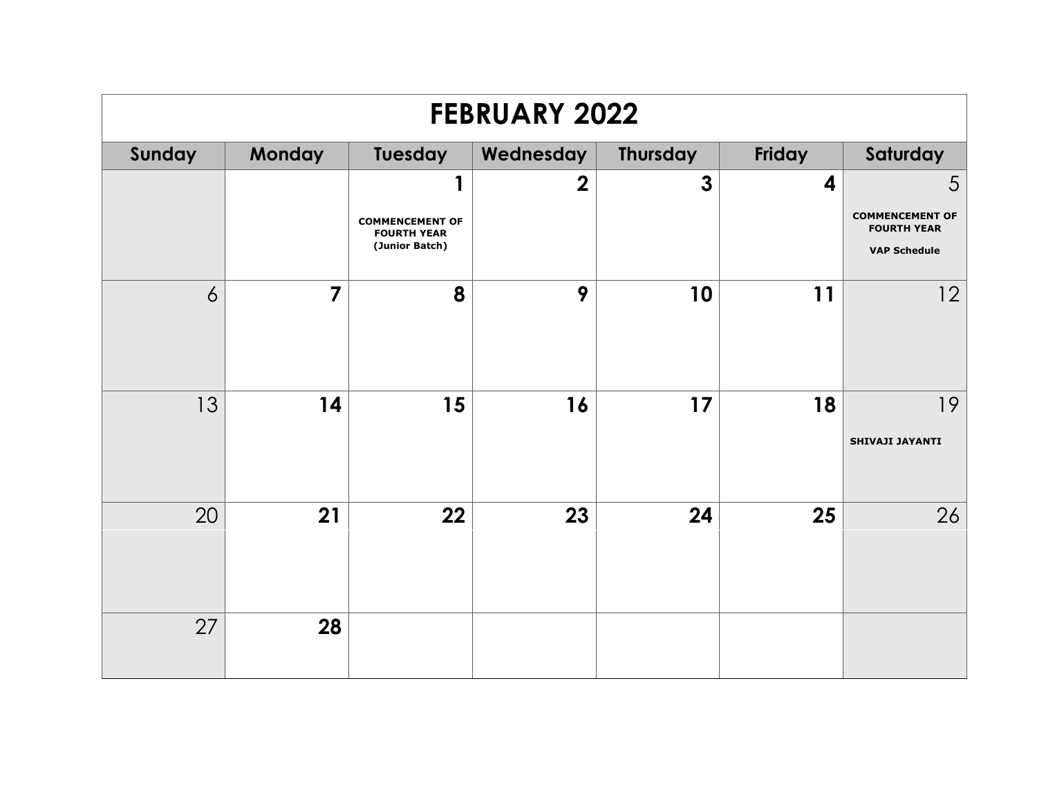# FEBRUARY 2022

| Sunday | Monday | Tuesday | Wednesday | Thursday | Friday | Saturday |
|---|---|---|---|---|---|---|
| | | 1 **COMMENCEMENT OF FOURTH YEAR (Junior Batch)** | 2 | 3 | 4 | 5 **COMMENCEMENT OF FOURTH YEAR** **VAP Schedule** |
| 6 | 7 | 8 | 9 | 10 | 11 | 12 |
| 13 | 14 | 15 | 16 | 17 | 18 | 19 **SHIVAJI JAYANTI** |
| 20 | 21 | 22 | 23 | 24 | 25 | 26 |
| 27 | 28 | | | | | |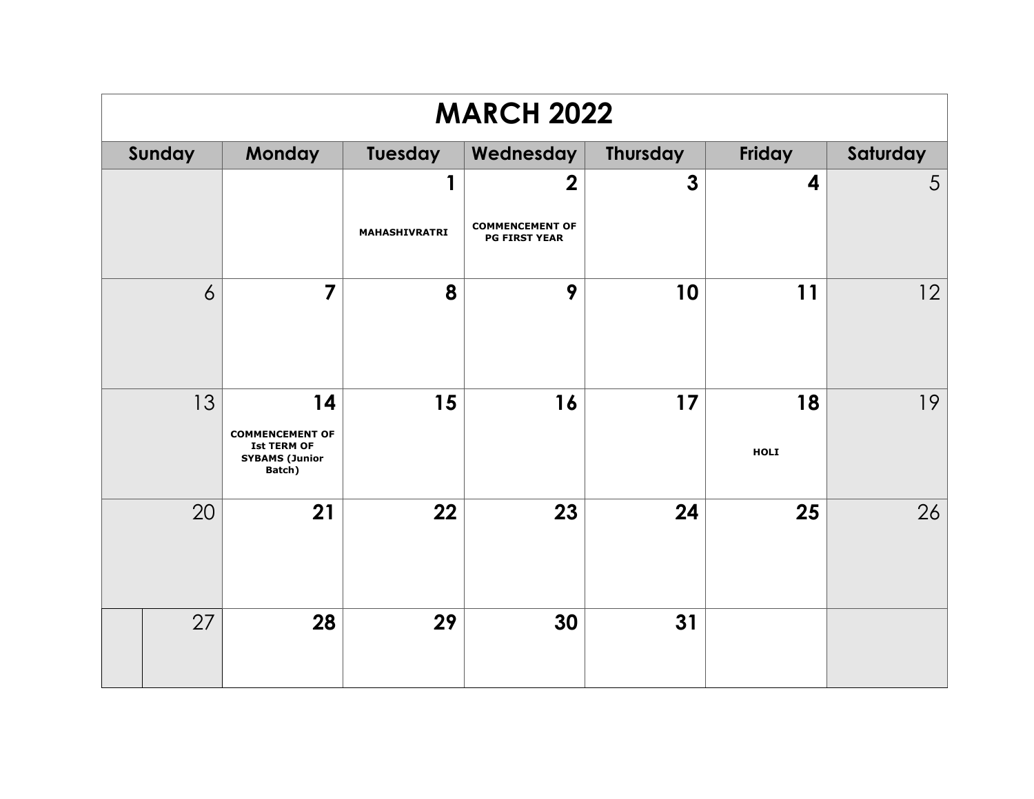# MARCH 2022

| Sunday | Monday | Tuesday | Wednesday | Thursday | Friday | Saturday |
|---|---|---|---|---|---|---|
| | | 1<br>**MAHASHIVRATRI** | 2<br>**COMMENCEMENT OF PG FIRST YEAR** | 3 | 4 | 5 |
| 6 | 7 | 8 | 9 | 10 | 11 | 12 |
| 13 | 14<br>**COMMENCEMENT OF Ist TERM OF SYBAMS (Junior Batch)** | 15 | 16 | 17 | 18<br>**HOLI** | 19 |
| 20 | 21 | 22 | 23 | 24 | 25 | 26 |
| 27 | 28 | 29 | 30 | 31 | | |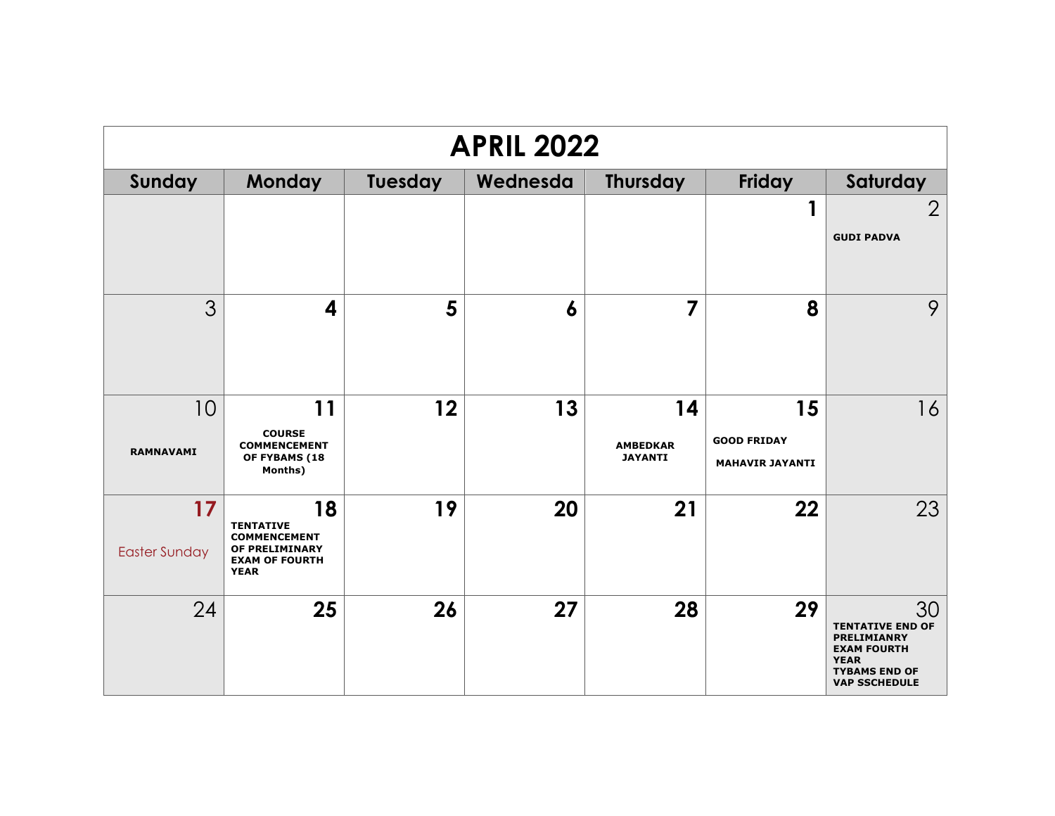# APRIL 2022

| Sunday | Monday | Tuesday | Wednesda | Thursday | Friday | Saturday |
|---|---|---|---|---|---|---|
| | | | | | 1 | 2 GUDI PADVA |
| 3 | 4 | 5 | 6 | 7 | 8 | 9 |
| 10 RAMNAVAMI | 11 COURSE COMMENCEMENT OF FYBAMS (18 Months) | 12 | 13 | 14 AMBEDKAR JAYANTI | 15 GOOD FRIDAY MAHAVIR JAYANTI | 16 |
| 17 Easter Sunday | 18 TENTATIVE COMMENCEMENT OF PRELIMINARY EXAM OF FOURTH YEAR | 19 | 20 | 21 | 22 | 23 |
| 24 | 25 | 26 | 27 | 28 | 29 | 30 TENTATIVE END OF PRELIMIANRY EXAM FOURTH YEAR TYBAMS END OF VAP SSCHEDULE |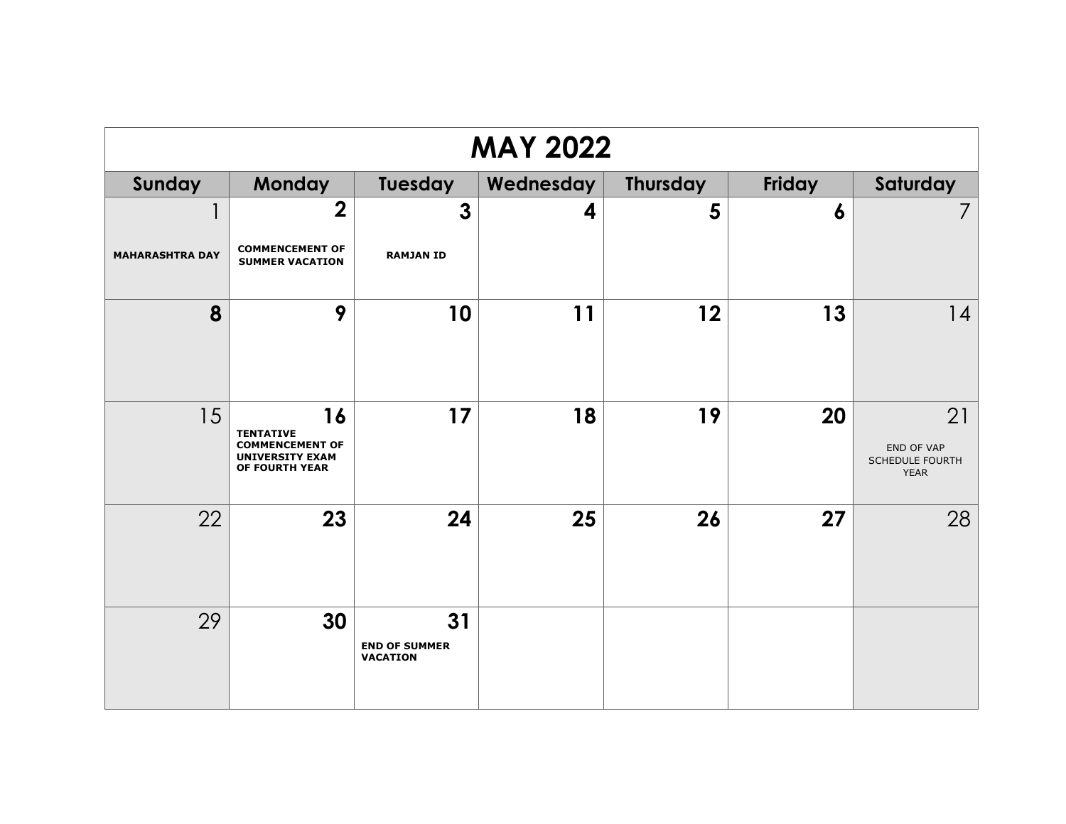# MAY 2022

| Sunday | Monday | Tuesday | Wednesday | Thursday | Friday | Saturday |
|---|---|---|---|---|---|---|
| 1 MAHARASHTRA DAY | **2** COMMENCEMENT OF SUMMER VACATION | **3** RAMJAN ID | **4** | **5** | **6** | 7 |
| **8** | **9** | **10** | **11** | **12** | **13** | 14 |
| 15 | **16** TENTATIVE COMMENCEMENT OF UNIVERSITY EXAM OF FOURTH YEAR | **17** | **18** | **19** | **20** | 21 END OF VAP SCHEDULE FOURTH YEAR |
| 22 | **23** | **24** | **25** | **26** | **27** | 28 |
| 29 | **30** | **31** END OF SUMMER VACATION | | | | |